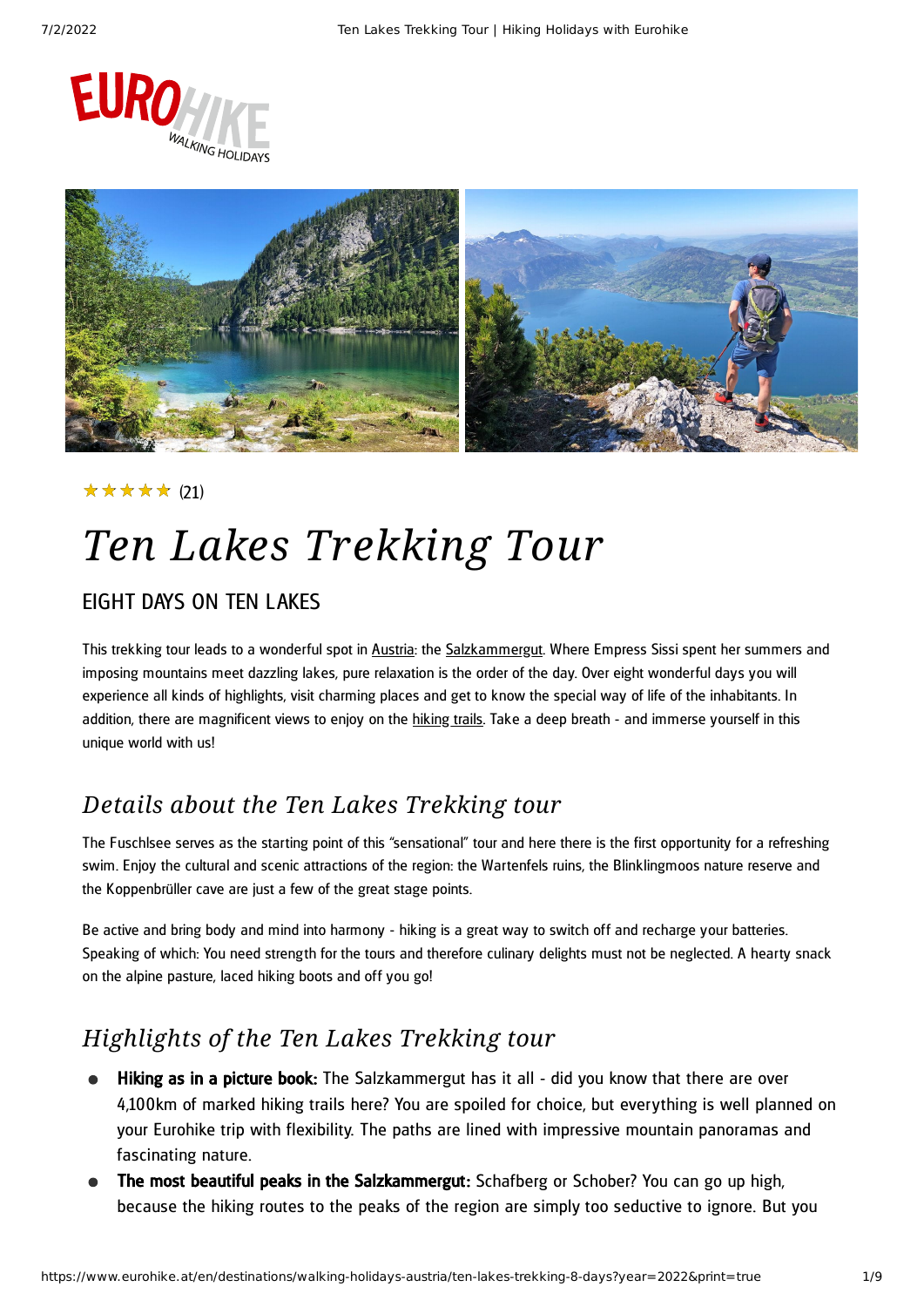★★★★★ (21)

# Ten Lakes Trekking Tour

## EIGHT DAYS ON TEN LAKES

This trekking tour leads to a wonderful spot in Austria: the Salzkammergut. Where Empress Sissi spent her summers and imposing mountains meet dazzling lakes, pure relaxation is the order of the day. Over eight wonderful days you will experience all kinds of highlights, visit charming places and get to know the special way of life of the inhabitants. In addition, there are magnificent views to enjoy on the hiking trails. Take a deep breath - and immerse yourself in this unique world with us!

## *Details about the Ten Lakes Trekking tour*

The Fuschlsee serves as the starting point of this "sensational" tour and here there is the first opportunity for a refreshing swim. Enjoy the cultural and scenic attractions of the region: the Wartenfels ruins, the Blinklingmoos nature reserve and the Koppenbrüller cave are just a few of the great stage points.

Be active and bring body and mind into harmony - hiking is a great way to switch off and recharge your batteries. Speaking of which: You need strength for the tours and therefore culinary delights must not be neglected. A hearty snack on the alpine pasture, laced hiking boots and off you go!

## *Highlights of the Ten Lakes Trekking tour*

- **Hiking as in a picture book:** The Salzkammergut has it all - did you know that there are over 4,100km of marked hiking trails here? You are spoiled for choice, but everything is well planned on your Eurohike trip with flexibility. The paths are lined with impressive mountain panoramas and fascinating nature.
- **The most beautiful peaks in the Salzkammergut:** Schafberg or Schober? You can go up high, because the hiking routes to the peaks of the region are simply too seductive to ignore. But you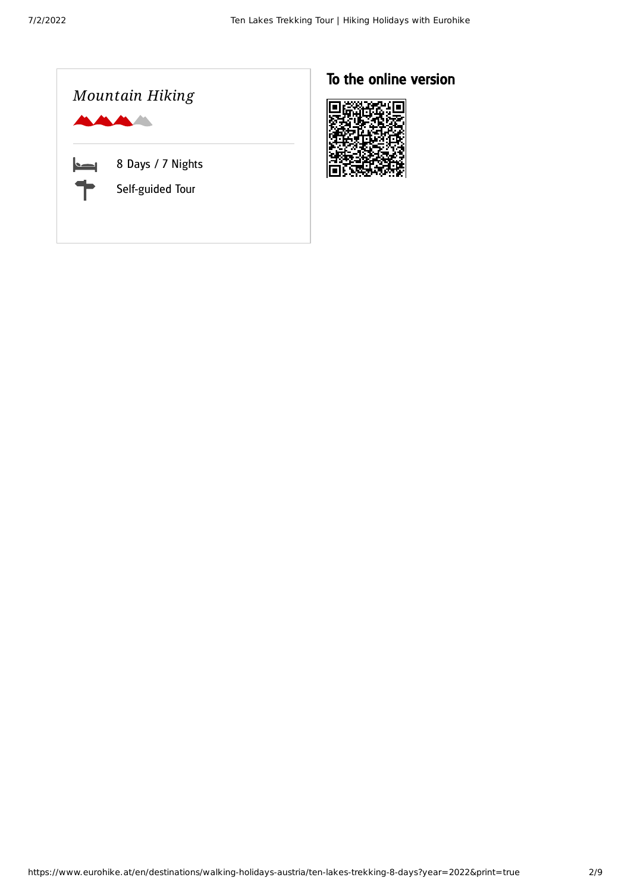*Mountain Hiking*

8 Days / 7 Nights

Self-guided Tour

## To the online version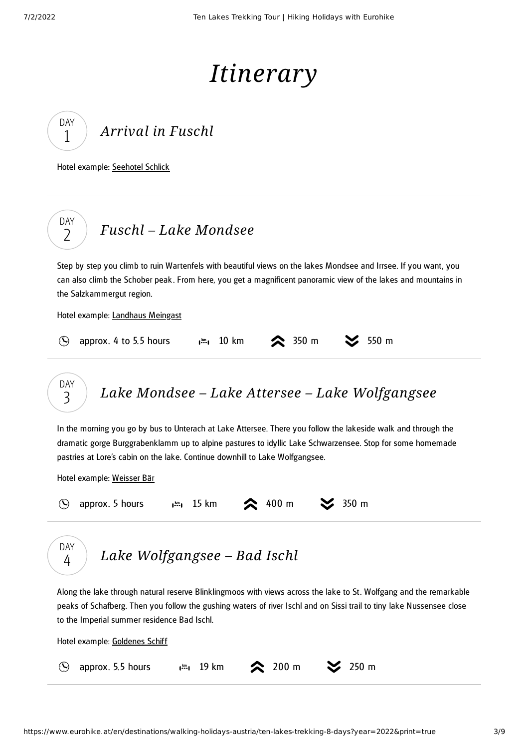# Itinerary

## DAY 1 *Arrival in Fuschl*

Hotel example: Seehotel Schlick

## DAY 2 *Fuschl – Lake Mondsee*

Step by step you climb to ruin Wartenfels with beautiful views on the lakes Mondsee and Irrsee. If you want, you can also climb the Schober peak. From here, you get a magnificent panoramic view of the lakes and mountains in the Salzkammergut region.

Hotel example: Landhaus Meingast

approx. 4 to 5.5 hours | 10 km | ascent 350 m | descent 550 m

## DAY 3 *Lake Mondsee – Lake Attersee – Lake Wolfgangsee*

In the morning you go by bus to Unterach at Lake Attersee. There you follow the lakeside walk and through the dramatic gorge Burggrabenklamm up to alpine pastures to idyllic Lake Schwarzensee. Stop for some homemade pastries at Lore's cabin on the lake. Continue downhill to Lake Wolfgangsee.

Hotel example: Weisser Bär

approx. 5 hours | 15 km | ascent 400 m | descent 350 m

## DAY 4 *Lake Wolfgangsee – Bad Ischl*

Along the lake through natural reserve Blinklingmoos with views across the lake to St. Wolfgang and the remarkable peaks of Schafberg. Then you follow the gushing waters of river Ischl and on Sissi trail to tiny lake Nussensee close to the Imperial summer residence Bad Ischl.

Hotel example: Goldenes Schiff

approx. 5.5 hours | 19 km | ascent 200 m | descent 250 m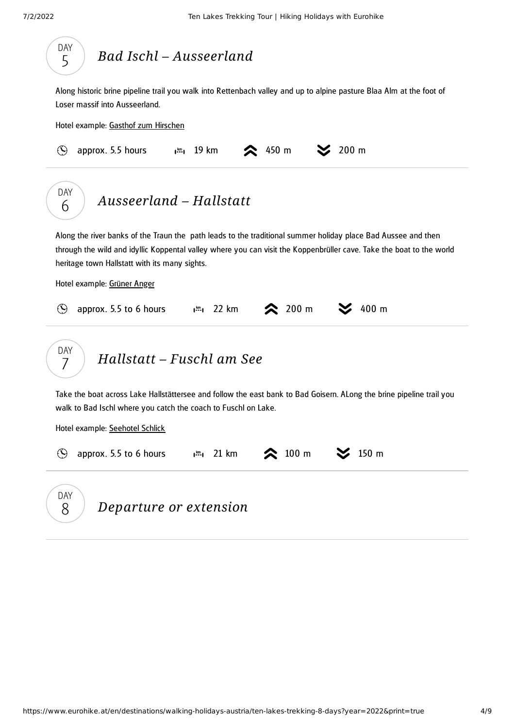## DAY 5 — *Bad Ischl – Ausseerland*

Along historic brine pipeline trail you walk into Rettenbach valley and up to alpine pasture Blaa Alm at the foot of Loser massif into Ausseerland.

Hotel example: Gasthof zum Hirschen

approx. 5.5 hours | 19 km | ascent 450 m | descent 200 m

## DAY 6 — *Ausseerland – Hallstatt*

Along the river banks of the Traun the  path leads to the traditional summer holiday place Bad Aussee and then through the wild and idyllic Koppental valley where you can visit the Koppenbrüller cave. Take the boat to the world heritage town Hallstatt with its many sights.

Hotel example: Grüner Anger

approx. 5.5 to 6 hours | 22 km | ascent 200 m | descent 400 m

## DAY 7 — *Hallstatt – Fuschl am See*

Take the boat across Lake Hallstättersee and follow the east bank to Bad Goisern. ALong the brine pipeline trail you walk to Bad Ischl where you catch the coach to Fuschl on Lake.

Hotel example: Seehotel Schlick

approx. 5.5 to 6 hours | 21 km | ascent 100 m | descent 150 m

## DAY 8 — *Departure or extension*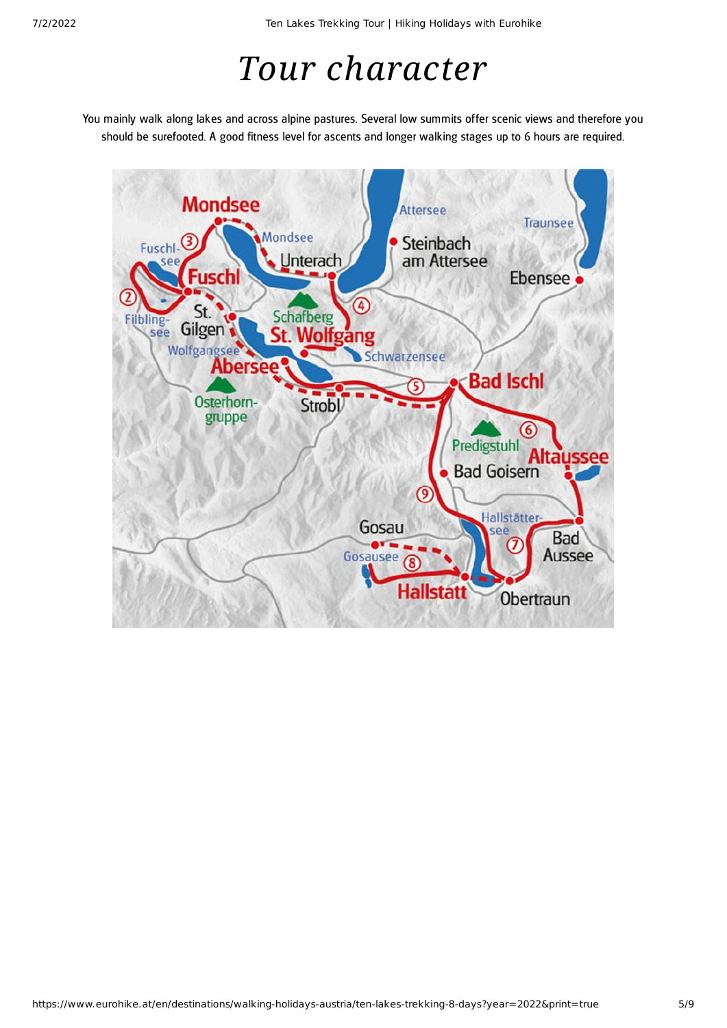# *Tour character*

You mainly walk along lakes and across alpine pastures. Several low summits offer scenic views and therefore you should be surefooted. A good fitness level for ascents and longer walking stages up to 6 hours are required.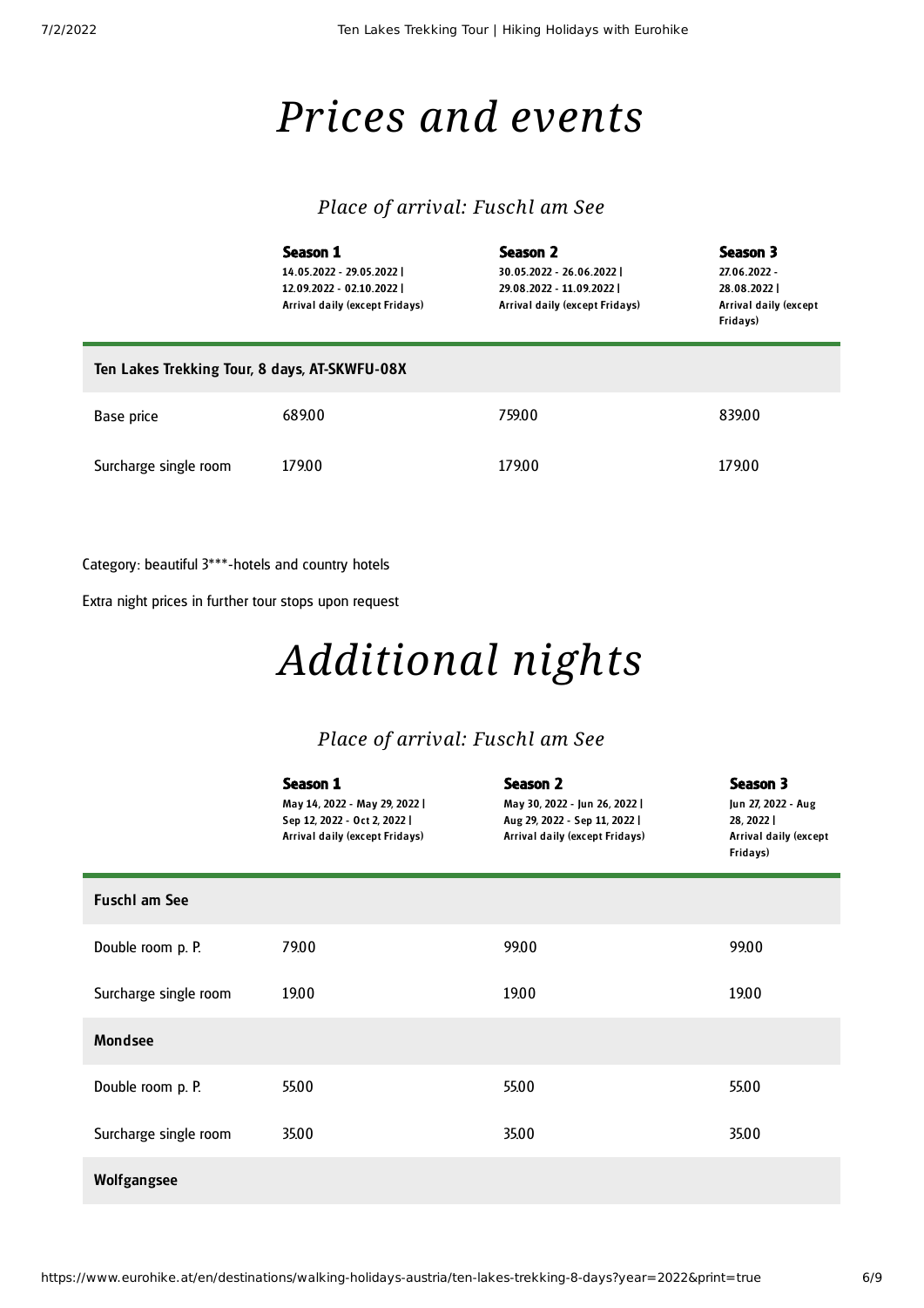# Prices and events

### Place of arrival: Fuschl am See

| | Season 1<br>14.05.2022 - 29.05.2022 \|<br>12.09.2022 - 02.10.2022 \|<br>Arrival daily (except Fridays) | Season 2<br>30.05.2022 - 26.06.2022 \|<br>29.08.2022 - 11.09.2022 \|<br>Arrival daily (except Fridays) | Season 3<br>27.06.2022 - 28.08.2022 \|<br>Arrival daily (except Fridays) |
|---|---|---|---|
| **Ten Lakes Trekking Tour, 8 days, AT-SKWFU-08X** | | | |
| Base price | 689.00 | 759.00 | 839.00 |
| Surcharge single room | 179.00 | 179.00 | 179.00 |

Category: beautiful 3***-hotels and country hotels

Extra night prices in further tour stops upon request

# Additional nights

### Place of arrival: Fuschl am See

| | Season 1<br>May 14, 2022 - May 29, 2022 \|<br>Sep 12, 2022 - Oct 2, 2022 \|<br>Arrival daily (except Fridays) | Season 2<br>May 30, 2022 - Jun 26, 2022 \|<br>Aug 29, 2022 - Sep 11, 2022 \|<br>Arrival daily (except Fridays) | Season 3<br>Jun 27, 2022 - Aug 28, 2022 \|<br>Arrival daily (except Fridays) |
|---|---|---|---|
| **Fuschl am See** | | | |
| Double room p. P. | 79.00 | 99.00 | 99.00 |
| Surcharge single room | 19.00 | 19.00 | 19.00 |
| **Mondsee** | | | |
| Double room p. P. | 55.00 | 55.00 | 55.00 |
| Surcharge single room | 35.00 | 35.00 | 35.00 |
| **Wolfgangsee** | | | |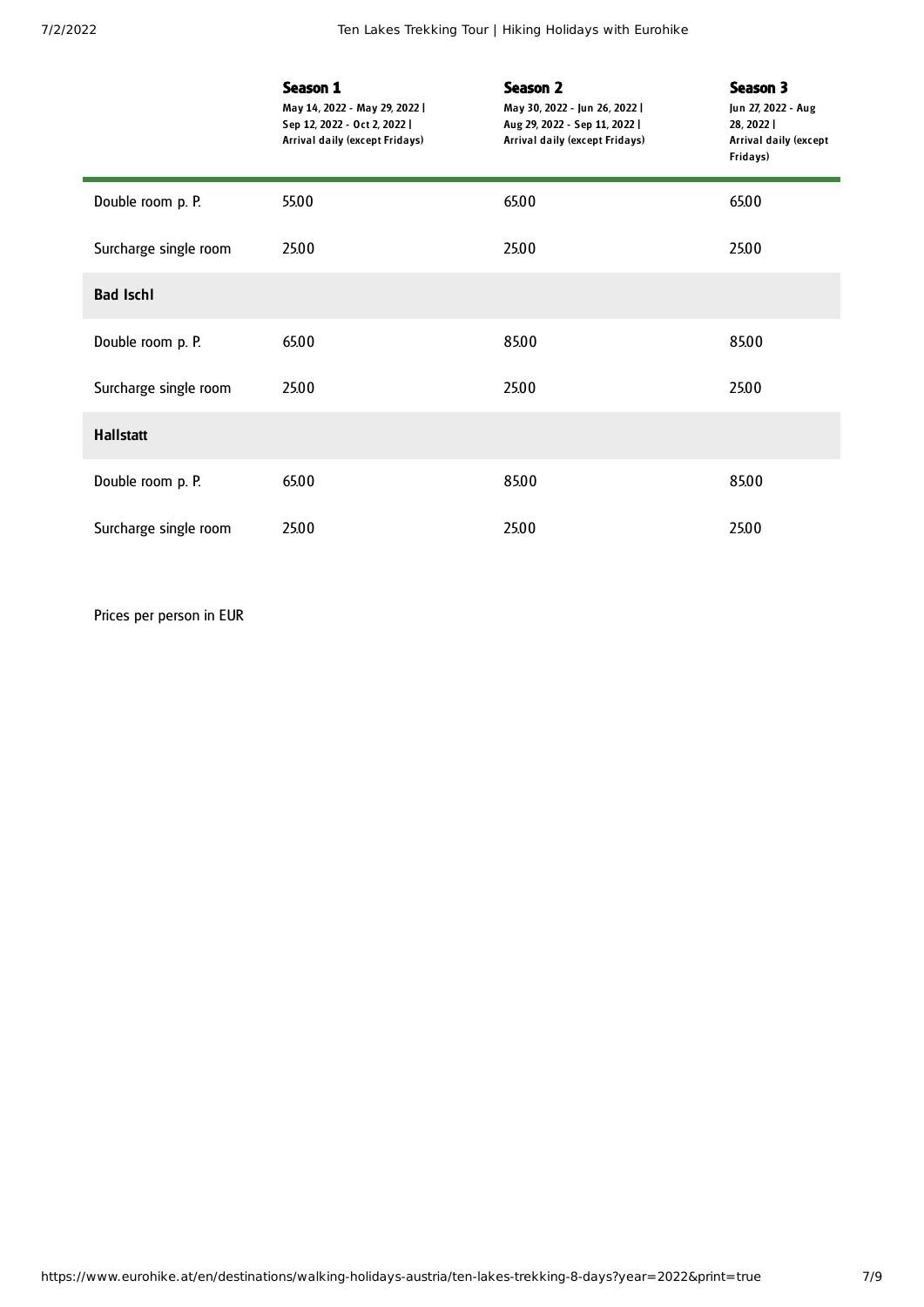| | **Season 1**<br>May 14, 2022 - May 29, 2022 \|<br>Sep 12, 2022 - Oct 2, 2022 \|<br>Arrival daily (except Fridays) | **Season 2**<br>May 30, 2022 - Jun 26, 2022 \|<br>Aug 29, 2022 - Sep 11, 2022 \|<br>Arrival daily (except Fridays) | **Season 3**<br>Jun 27, 2022 - Aug 28, 2022 \|<br>Arrival daily (except Fridays) |
|---|---|---|---|
| Double room p. P. | 55.00 | 65.00 | 65.00 |
| Surcharge single room | 25.00 | 25.00 | 25.00 |
| **Bad Ischl** | | | |
| Double room p. P. | 65.00 | 85.00 | 85.00 |
| Surcharge single room | 25.00 | 25.00 | 25.00 |
| **Hallstatt** | | | |
| Double room p. P. | 65.00 | 85.00 | 85.00 |
| Surcharge single room | 25.00 | 25.00 | 25.00 |

Prices per person in EUR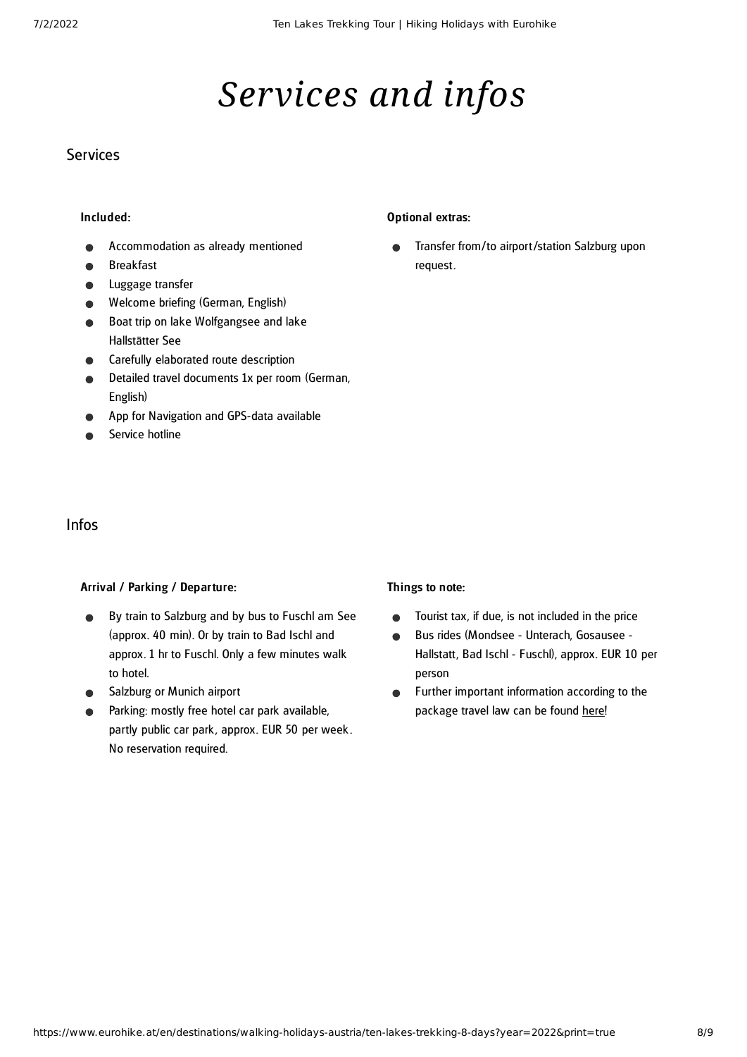# *Services and infos*

## Services

**Included:**

- Accommodation as already mentioned
- Breakfast
- Luggage transfer
- Welcome briefing (German, English)
- Boat trip on lake Wolfgangsee and lake Hallstätter See
- Carefully elaborated route description
- Detailed travel documents 1x per room (German, English)
- App for Navigation and GPS-data available
- Service hotline

**Optional extras:**

- Transfer from/to airport/station Salzburg upon request.

## Infos

**Arrival / Parking / Departure:**

- By train to Salzburg and by bus to Fuschl am See (approx. 40 min). Or by train to Bad Ischl and approx. 1 hr to Fuschl. Only a few minutes walk to hotel.
- Salzburg or Munich airport
- Parking: mostly free hotel car park available, partly public car park, approx. EUR 50 per week. No reservation required.

**Things to note:**

- Tourist tax, if due, is not included in the price
- Bus rides (Mondsee - Unterach, Gosausee - Hallstatt, Bad Ischl - Fuschl), approx. EUR 10 per person
- Further important information according to the package travel law can be found here!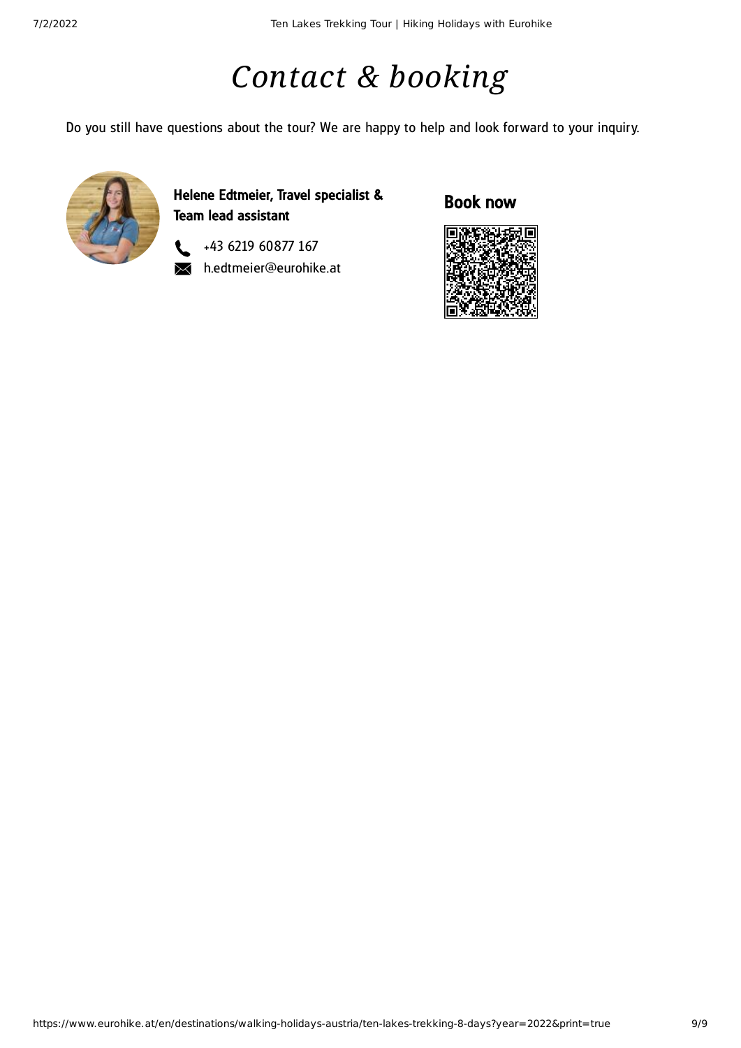# *Contact & booking*

Do you still have questions about the tour? We are happy to help and look forward to your inquiry.

**Helene Edtmeier, Travel specialist & Team lead assistant**

+43 6219 60877 167

h.edtmeier@eurohike.at

**Book now**